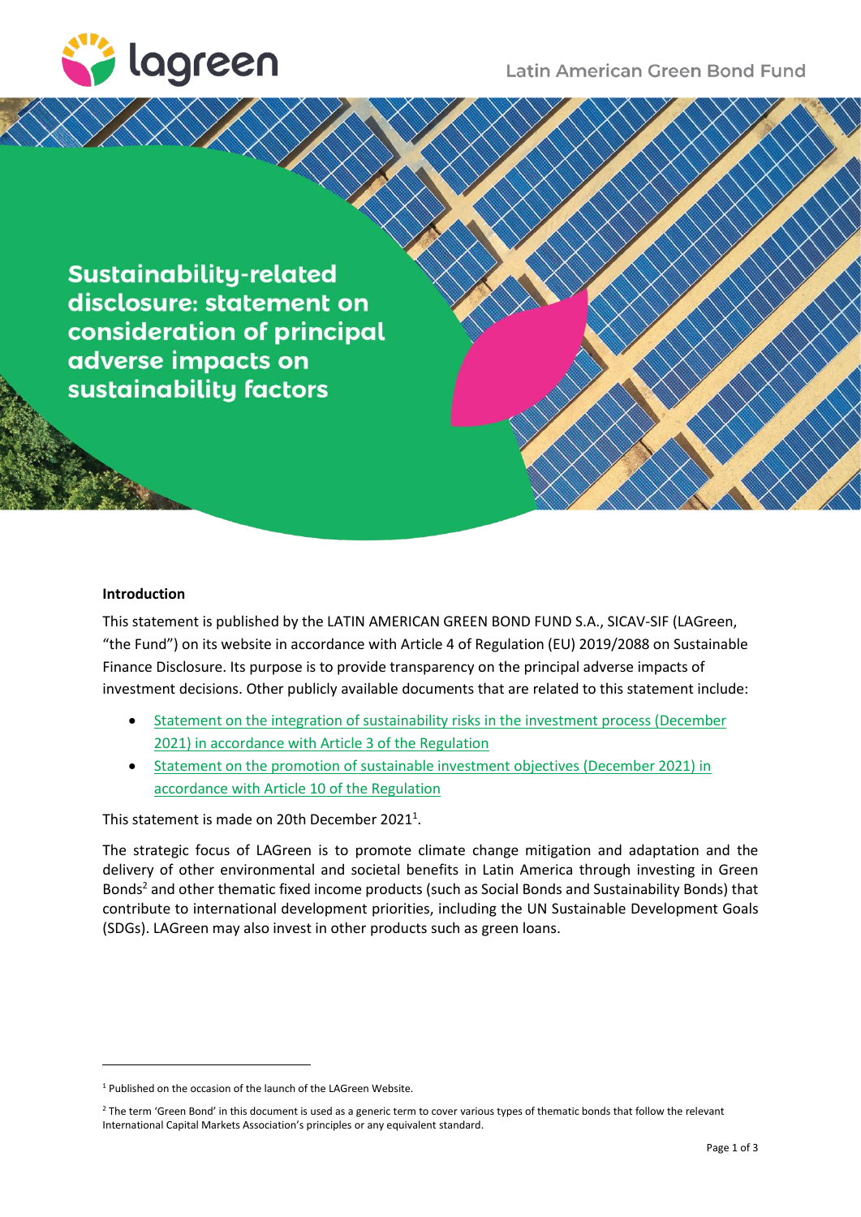# Sustainability-related disclosure: statement on consideration of principal adverse impacts on sustainability factors

**Introduction**

This statement is published by the LATIN AMERICAN GREEN BOND FUND S.A., SICAV-SIF (LAGreen, "the Fund") on its website in accordance with Article 4 of Regulation (EU) 2019/2088 on Sustainable Finance Disclosure. Its purpose is to provide transparency on the principal adverse impacts of investment decisions. Other publicly available documents that are related to this statement include:

- Statement on the integration of sustainability risks in the investment process (December 2021) in accordance with Article 3 of the Regulation
- Statement on the promotion of sustainable investment objectives (December 2021) in accordance with Article 10 of the Regulation

This statement is made on 20th December 2021[1].

The strategic focus of LAGreen is to promote climate change mitigation and adaptation and the delivery of other environmental and societal benefits in Latin America through investing in Green Bonds[2] and other thematic fixed income products (such as Social Bonds and Sustainability Bonds) that contribute to international development priorities, including the UN Sustainable Development Goals (SDGs). LAGreen may also invest in other products such as green loans.

---

[1] Published on the occasion of the launch of the LAGreen Website.

[2] The term 'Green Bond' in this document is used as a generic term to cover various types of thematic bonds that follow the relevant International Capital Markets Association's principles or any equivalent standard.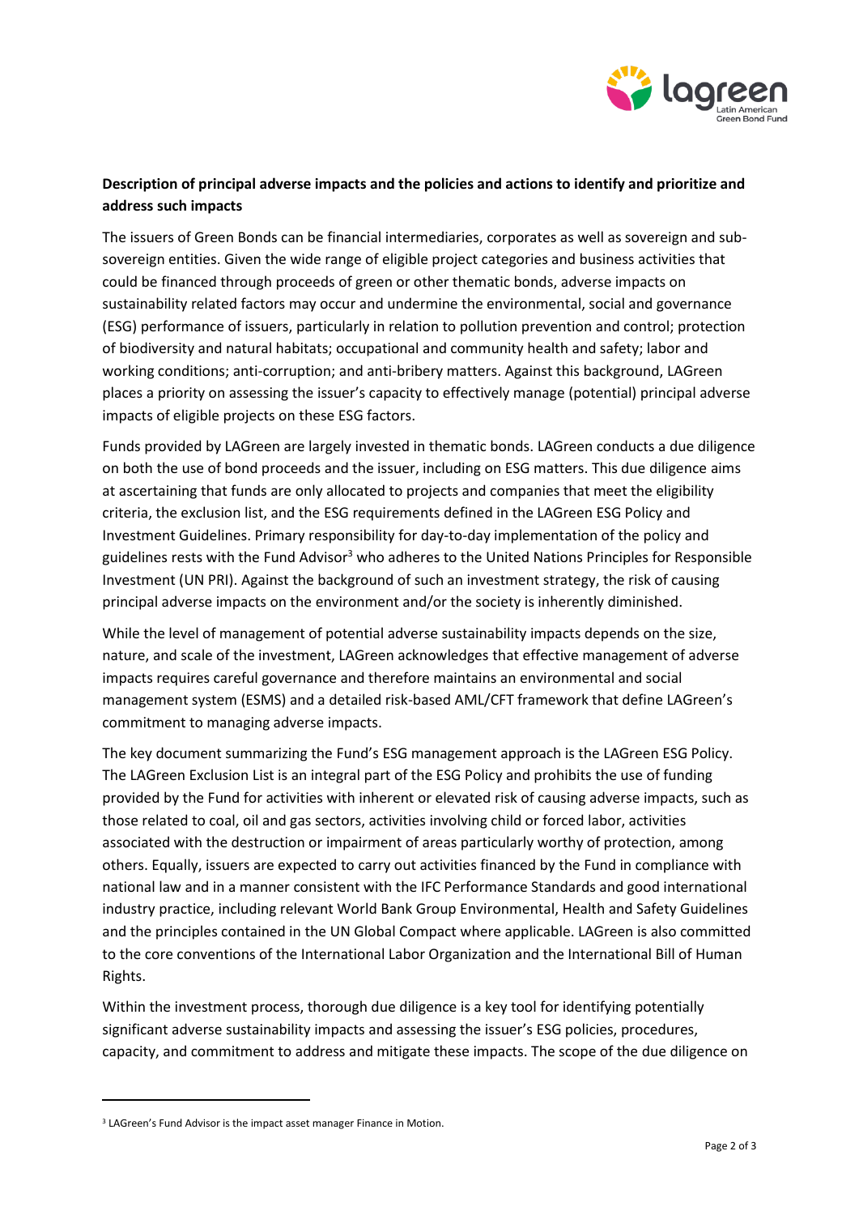**Description of principal adverse impacts and the policies and actions to identify and prioritize and address such impacts**

The issuers of Green Bonds can be financial intermediaries, corporates as well as sovereign and sub-sovereign entities. Given the wide range of eligible project categories and business activities that could be financed through proceeds of green or other thematic bonds, adverse impacts on sustainability related factors may occur and undermine the environmental, social and governance (ESG) performance of issuers, particularly in relation to pollution prevention and control; protection of biodiversity and natural habitats; occupational and community health and safety; labor and working conditions; anti-corruption; and anti-bribery matters. Against this background, LAGreen places a priority on assessing the issuer's capacity to effectively manage (potential) principal adverse impacts of eligible projects on these ESG factors.

Funds provided by LAGreen are largely invested in thematic bonds. LAGreen conducts a due diligence on both the use of bond proceeds and the issuer, including on ESG matters. This due diligence aims at ascertaining that funds are only allocated to projects and companies that meet the eligibility criteria, the exclusion list, and the ESG requirements defined in the LAGreen ESG Policy and Investment Guidelines. Primary responsibility for day-to-day implementation of the policy and guidelines rests with the Fund Advisor[3] who adheres to the United Nations Principles for Responsible Investment (UN PRI). Against the background of such an investment strategy, the risk of causing principal adverse impacts on the environment and/or the society is inherently diminished.

While the level of management of potential adverse sustainability impacts depends on the size, nature, and scale of the investment, LAGreen acknowledges that effective management of adverse impacts requires careful governance and therefore maintains an environmental and social management system (ESMS) and a detailed risk-based AML/CFT framework that define LAGreen's commitment to managing adverse impacts.

The key document summarizing the Fund's ESG management approach is the LAGreen ESG Policy. The LAGreen Exclusion List is an integral part of the ESG Policy and prohibits the use of funding provided by the Fund for activities with inherent or elevated risk of causing adverse impacts, such as those related to coal, oil and gas sectors, activities involving child or forced labor, activities associated with the destruction or impairment of areas particularly worthy of protection, among others. Equally, issuers are expected to carry out activities financed by the Fund in compliance with national law and in a manner consistent with the IFC Performance Standards and good international industry practice, including relevant World Bank Group Environmental, Health and Safety Guidelines and the principles contained in the UN Global Compact where applicable. LAGreen is also committed to the core conventions of the International Labor Organization and the International Bill of Human Rights.

Within the investment process, thorough due diligence is a key tool for identifying potentially significant adverse sustainability impacts and assessing the issuer's ESG policies, procedures, capacity, and commitment to address and mitigate these impacts. The scope of the due diligence on

[3] LAGreen's Fund Advisor is the impact asset manager Finance in Motion.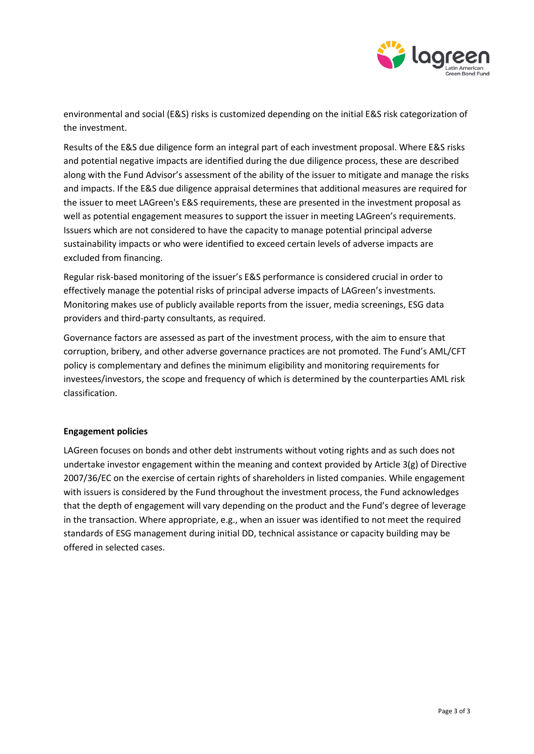environmental and social (E&S) risks is customized depending on the initial E&S risk categorization of the investment.

Results of the E&S due diligence form an integral part of each investment proposal. Where E&S risks and potential negative impacts are identified during the due diligence process, these are described along with the Fund Advisor's assessment of the ability of the issuer to mitigate and manage the risks and impacts. If the E&S due diligence appraisal determines that additional measures are required for the issuer to meet LAGreen's E&S requirements, these are presented in the investment proposal as well as potential engagement measures to support the issuer in meeting LAGreen's requirements. Issuers which are not considered to have the capacity to manage potential principal adverse sustainability impacts or who were identified to exceed certain levels of adverse impacts are excluded from financing.

Regular risk-based monitoring of the issuer's E&S performance is considered crucial in order to effectively manage the potential risks of principal adverse impacts of LAGreen's investments. Monitoring makes use of publicly available reports from the issuer, media screenings, ESG data providers and third-party consultants, as required.

Governance factors are assessed as part of the investment process, with the aim to ensure that corruption, bribery, and other adverse governance practices are not promoted. The Fund's AML/CFT policy is complementary and defines the minimum eligibility and monitoring requirements for investees/investors, the scope and frequency of which is determined by the counterparties AML risk classification.

**Engagement policies**

LAGreen focuses on bonds and other debt instruments without voting rights and as such does not undertake investor engagement within the meaning and context provided by Article 3(g) of Directive 2007/36/EC on the exercise of certain rights of shareholders in listed companies. While engagement with issuers is considered by the Fund throughout the investment process, the Fund acknowledges that the depth of engagement will vary depending on the product and the Fund's degree of leverage in the transaction. Where appropriate, e.g., when an issuer was identified to not meet the required standards of ESG management during initial DD, technical assistance or capacity building may be offered in selected cases.